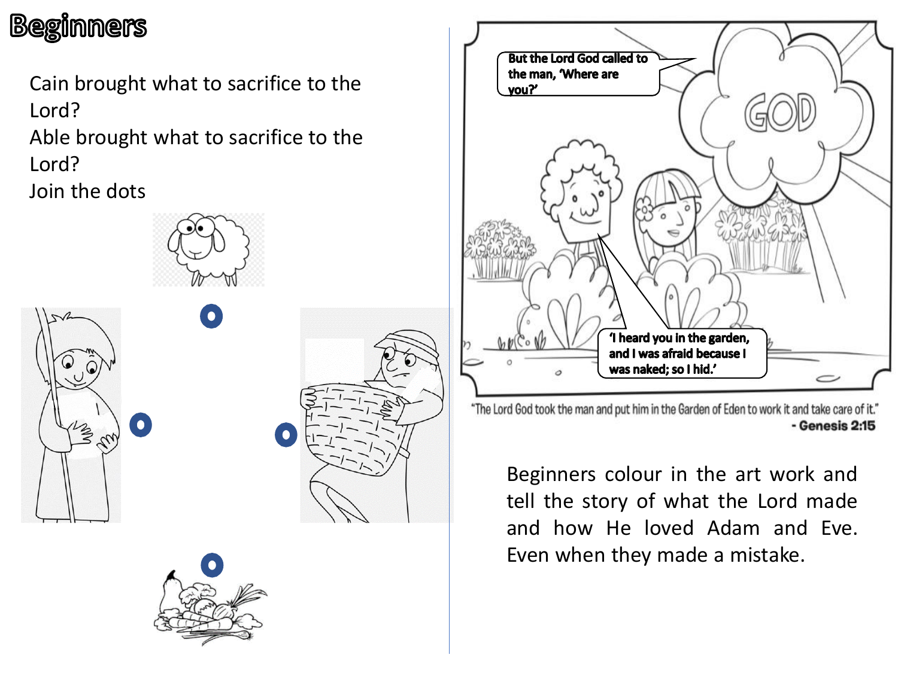# Beginners

Cain brought what to sacrifice to the Lord?
Able brought what to sacrifice to the Lord?
Join the dots

But the Lord God called to the man, 'Where are you?'

'I heard you in the garden, and I was afraid because I was naked; so I hid.'

"The Lord God took the man and put him in the Garden of Eden to work it and take care of it."
- Genesis 2:15

Beginners colour in the art work and tell the story of what the Lord made and how He loved Adam and Eve. Even when they made a mistake.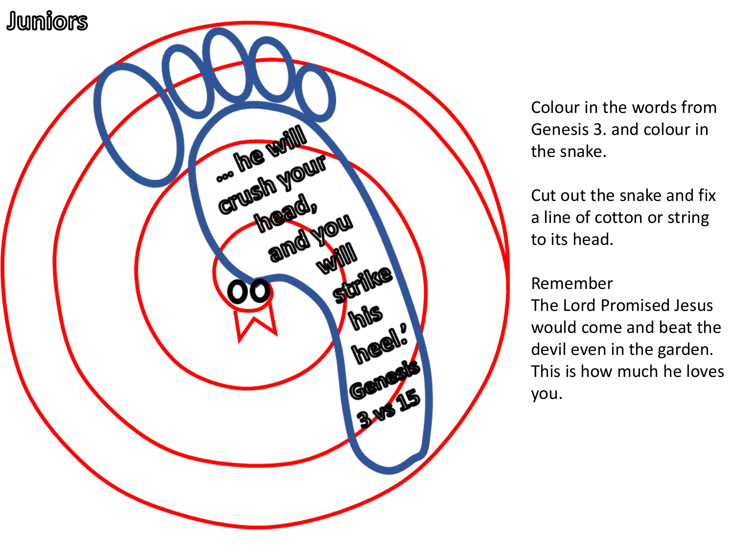# Juniors

… he will crush your head, and you will strike his heel.' Genesis 3 vs 15

Colour in the words from Genesis 3. and colour in the snake.

Cut out the snake and fix a line of cotton or string to its head.

Remember
The Lord Promised Jesus would come and beat the devil even in the garden. This is how much he loves you.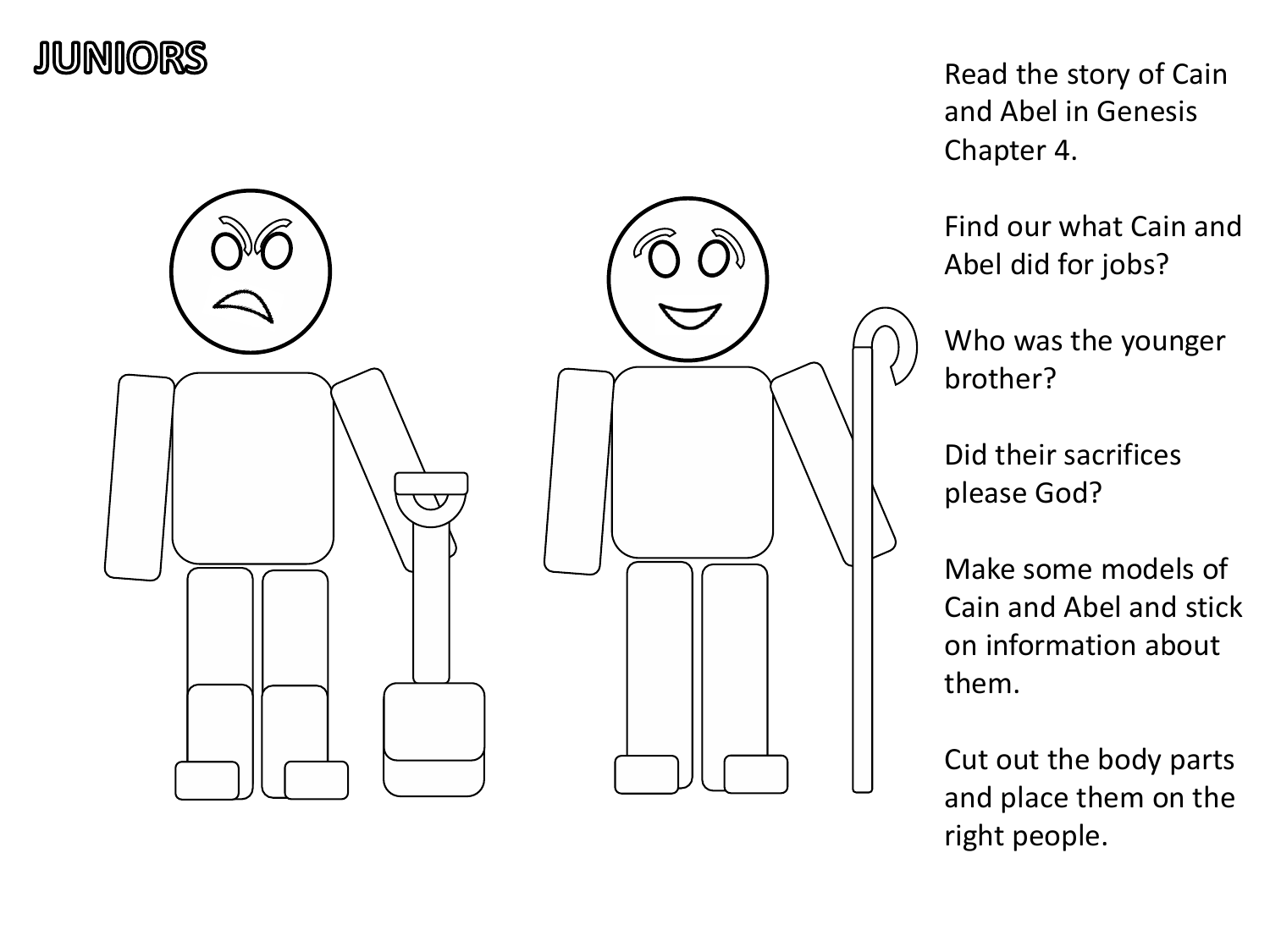# JUNIORS

Read the story of Cain and Abel in Genesis Chapter 4.

Find our what Cain and Abel did for jobs?

Who was the younger brother?

Did their sacrifices please God?

Make some models of Cain and Abel and stick on information about them.

Cut out the body parts and place them on the right people.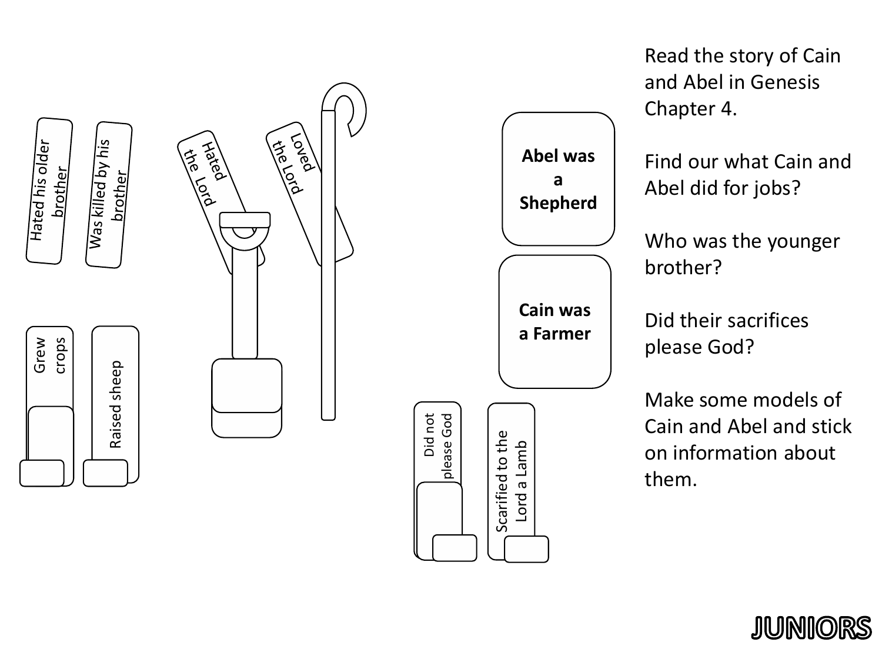Read the story of Cain and Abel in Genesis Chapter 4.

Find our what Cain and Abel did for jobs?

Who was the younger brother?

Did their sacrifices please God?

Make some models of Cain and Abel and stick on information about them.

**Abel was a Shepherd**

**Cain was a Farmer**

Hated his older brother

Was killed by his brother

Hated the Lord

Loved the Lord

Grew crops

Raised sheep

Did not please God

Scarified to the Lord a Lamb

JUNIORS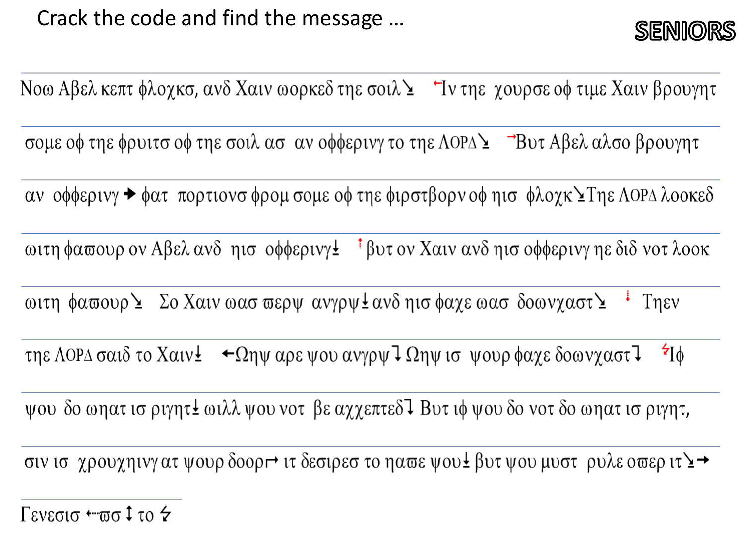Crack the code and find the message …

**SENIORS**

Νοω Αβελ κεπτ φλοχκσ, ανδ Χαιν ωορκεδ τηε σοιλ↘ ↰Ιν τηε χουρσε οφ τιμε Χαιν βρουγητ σομε οφ τηε φρυιτσ οφ τηε σοιλ ασ αν οφφερινγ το τηε ΛΟΡΔ↘ ⬏Βυτ Αβελ αλσο βρουγητ αν οφφερινγ ➜ φατ πορτιονσ φρομ σομε οφ τηε φιρστβορν οφ ηισ φλοχκ↘Τηε ΛΟΡΔ λοοκεδ ωιτη φαϖουρ ον Αβελ ανδ ηισ οφφερινγ⭳ ⭡βυτ ον Χαιν ανδ ηισ οφφερινγ ηε διδ νοτ λοοκ ωιτη φαϖουρ↘ Σο Χαιν ωασ ϖερψ ανγρψ⭳ανδ ηισ φαχε ωασ δοωνχαστ↘ ⇣ Τηεν τηε ΛΟΡΔ σαιδ το Χαιν⭳ ←Ωηψ αρε ψου ανγρψ⤵Ωηψ ισ ψουρ φαχε δοωνχαστ⤵ ↯Ιφ ψου δο ωηατ ισ ριγητ⭳ ωιλλ ψου νοτ βε αχχεπτεδ⤵ Βυτ ιφ ψου δο νοτ δο ωηατ ισ ριγητ, σιν ισ χρουχηινγ ατ ψουρ δοορ↦ ιτ δεσιρεσ το ηαϖε ψου⭳ βυτ ψου μυστ ρυλε οϖερ ιτ↘→

Γενεσισ ⇠ϖσ ↕ το ↯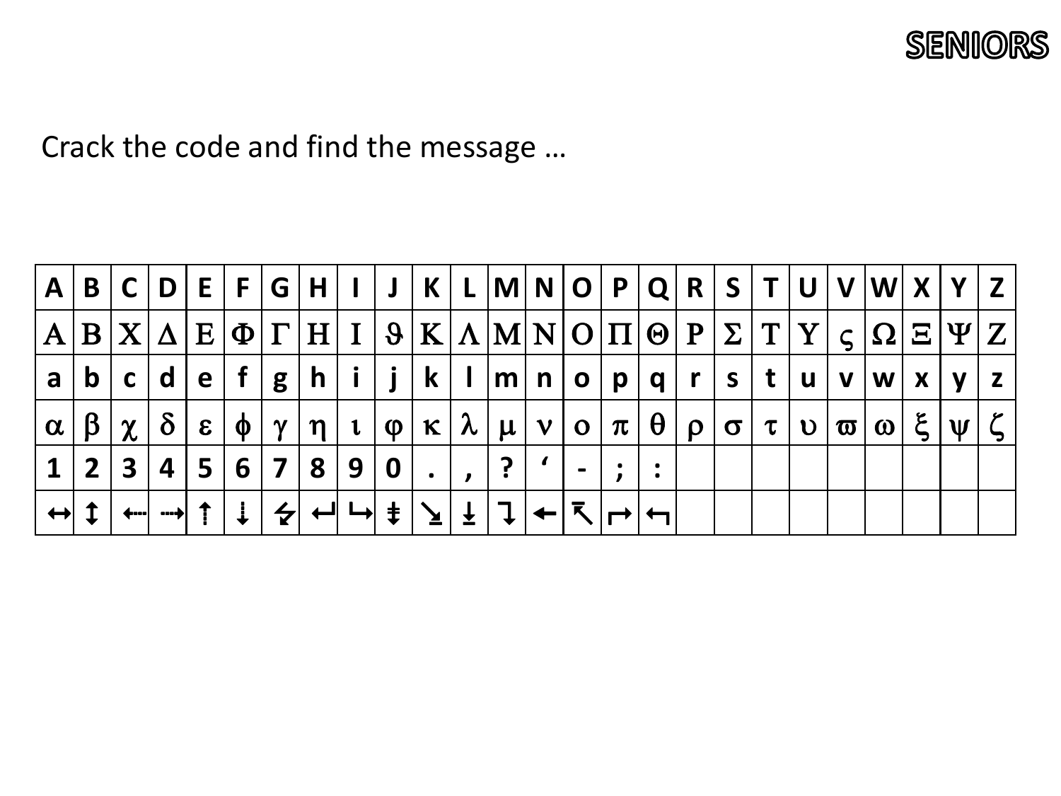Crack the code and find the message …

| A | B | C | D | E | F | G | H | I | J | K | L | M | N | O | P | Q | R | S | T | U | V | W | X | Y | Z |
|---|---|---|---|---|---|---|---|---|---|---|---|---|---|---|---|---|---|---|---|---|---|---|---|---|---|
| Α | Β | Χ | Δ | Ε | Φ | Γ | Η | Ι | ϑ | Κ | Λ | Μ | Ν | Ο | Π | Θ | Ρ | Σ | Τ | Υ | ς | Ω | Ξ | Ψ | Ζ |
| a | b | c | d | e | f | g | h | i | j | k | l | m | n | o | p | q | r | s | t | u | v | w | x | y | z |
| α | β | χ | δ | ε | ϕ | γ | η | ι | φ | κ | λ | μ | ν | ο | π | θ | ρ | σ | τ | υ | ϖ | ω | ξ | ψ | ζ |
| 1 | 2 | 3 | 4 | 5 | 6 | 7 | 8 | 9 | 0 | . | , | ? | ‘ | - | ; | : | | | | | | | | | |
| ↔ | ↕ | ⇠ | ⇢ | ⇡ | ⇣ | ↯ | ↵ | ↳ | ⇞ | ⇲ | ⤓ | ⤵ | ← | ⇱ | ↱ | ↰ | | | | | | | | | |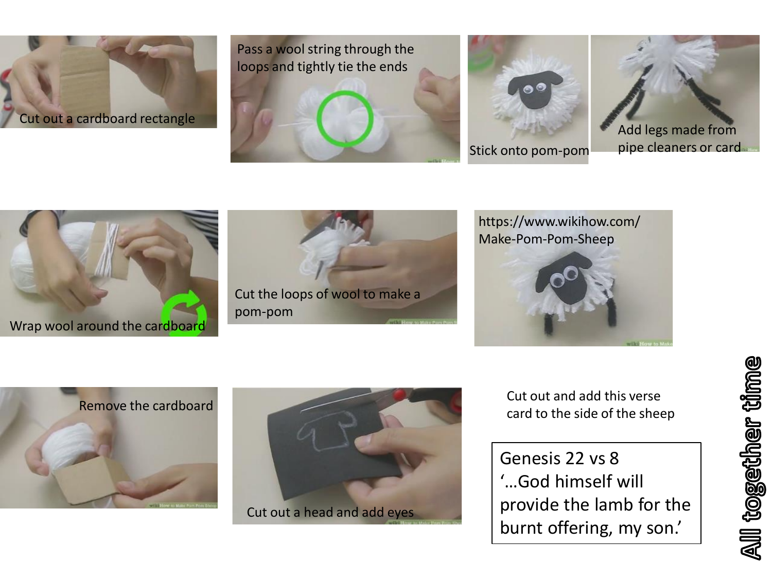Cut out a cardboard rectangle

Pass a wool string through the loops and tightly tie the ends

Stick onto pom-pom

Add legs made from pipe cleaners or card

Wrap wool around the cardboard

Cut the loops of wool to make a pom-pom

https://www.wikihow.com/Make-Pom-Pom-Sheep

Remove the cardboard

Cut out a head and add eyes

Cut out and add this verse card to the side of the sheep

Genesis 22 vs 8
'…God himself will provide the lamb for the burnt offering, my son.'

**All together time**